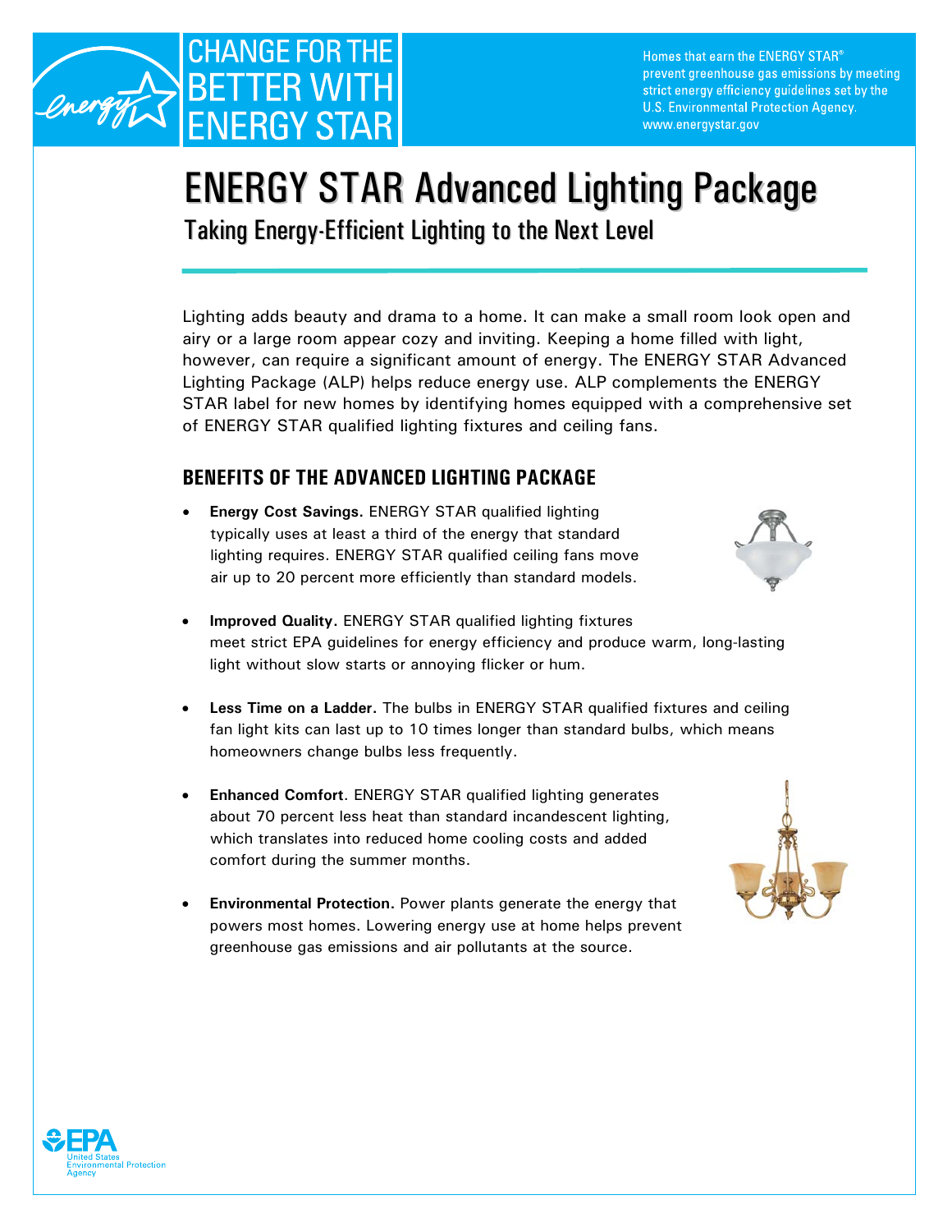CHANGE FOR THE BETTER WITH ENERGY STAR

Homes that earn the ENERGY STAR® prevent greenhouse gas emissions by meeting strict energy efficiency guidelines set by the U.S. Environmental Protection Agency. www.energystar.gov

# ENERGY STAR Advanced Lighting Package

## Taking Energy-Efficient Lighting to the Next Level

Lighting adds beauty and drama to a home. It can make a small room look open and airy or a large room appear cozy and inviting. Keeping a home filled with light, however, can require a significant amount of energy. The ENERGY STAR Advanced Lighting Package (ALP) helps reduce energy use. ALP complements the ENERGY STAR label for new homes by identifying homes equipped with a comprehensive set of ENERGY STAR qualified lighting fixtures and ceiling fans.

### BENEFITS OF THE ADVANCED LIGHTING PACKAGE

- **Energy Cost Savings.** ENERGY STAR qualified lighting typically uses at least a third of the energy that standard lighting requires. ENERGY STAR qualified ceiling fans move air up to 20 percent more efficiently than standard models.
- **Improved Quality.** ENERGY STAR qualified lighting fixtures meet strict EPA guidelines for energy efficiency and produce warm, long-lasting light without slow starts or annoying flicker or hum.
- **Less Time on a Ladder.** The bulbs in ENERGY STAR qualified fixtures and ceiling fan light kits can last up to 10 times longer than standard bulbs, which means homeowners change bulbs less frequently.
- **Enhanced Comfort**. ENERGY STAR qualified lighting generates about 70 percent less heat than standard incandescent lighting, which translates into reduced home cooling costs and added comfort during the summer months.
- **Environmental Protection.** Power plants generate the energy that powers most homes. Lowering energy use at home helps prevent greenhouse gas emissions and air pollutants at the source.

EPA United States Environmental Protection Agency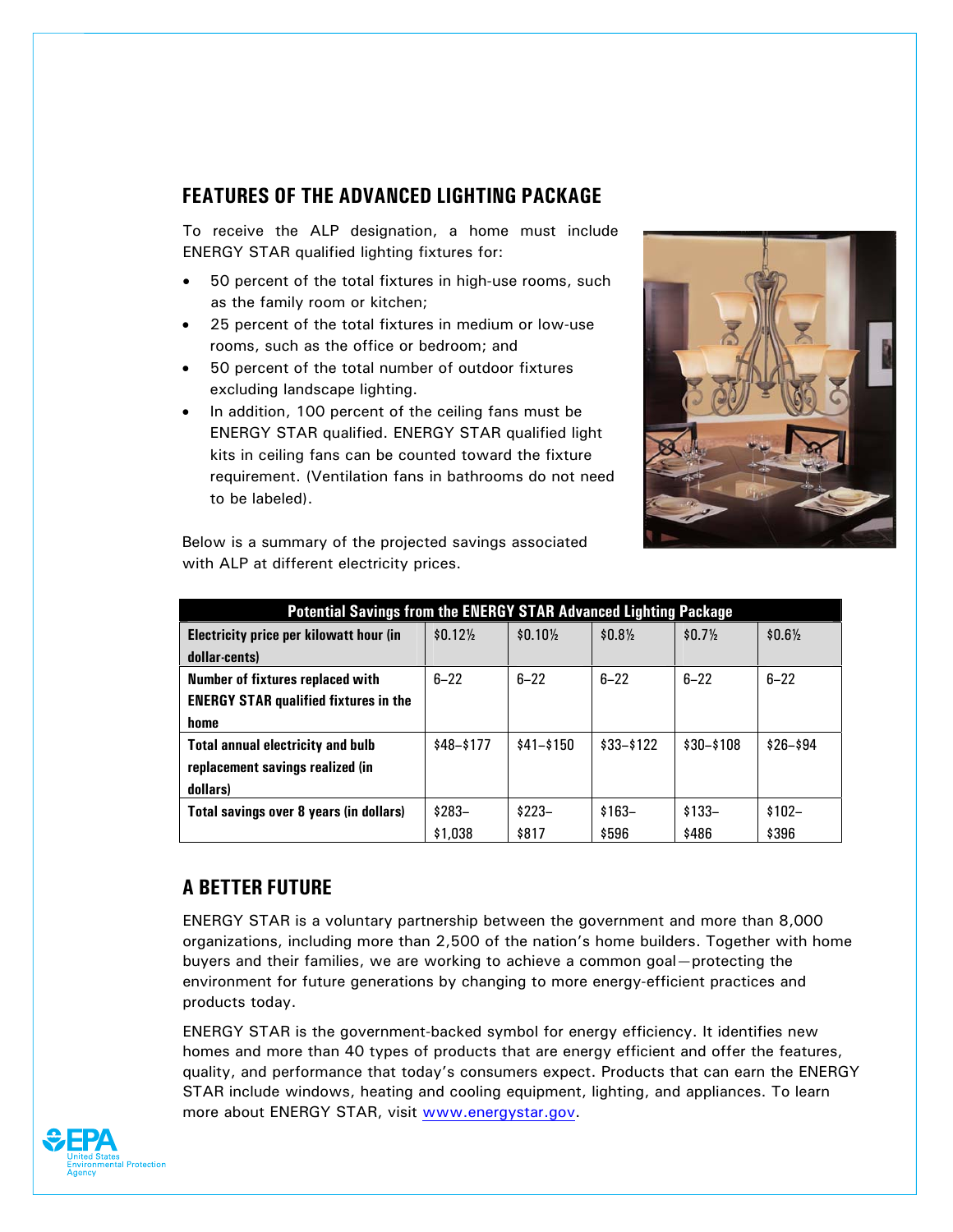## FEATURES OF THE ADVANCED LIGHTING PACKAGE

To receive the ALP designation, a home must include ENERGY STAR qualified lighting fixtures for:

- 50 percent of the total fixtures in high-use rooms, such as the family room or kitchen;
- 25 percent of the total fixtures in medium or low-use rooms, such as the office or bedroom; and
- 50 percent of the total number of outdoor fixtures excluding landscape lighting.
- In addition, 100 percent of the ceiling fans must be ENERGY STAR qualified. ENERGY STAR qualified light kits in ceiling fans can be counted toward the fixture requirement. (Ventilation fans in bathrooms do not need to be labeled).

Below is a summary of the projected savings associated with ALP at different electricity prices.

| Potential Savings from the ENERGY STAR Advanced Lighting Package | | | | | |
|---|---|---|---|---|---|
| **Electricity price per kilowatt hour (in dollar-cents)** | $0.12½ | $0.10½ | $0.8½ | $0.7½ | $0.6½ |
| **Number of fixtures replaced with ENERGY STAR qualified fixtures in the home** | 6–22 | 6–22 | 6–22 | 6–22 | 6–22 |
| **Total annual electricity and bulb replacement savings realized (in dollars)** | $48–$177 | $41–$150 | $33–$122 | $30–$108 | $26–$94 |
| **Total savings over 8 years (in dollars)** | $283–$1,038 | $223–$817 | $163–$596 | $133–$486 | $102–$396 |

## A BETTER FUTURE

ENERGY STAR is a voluntary partnership between the government and more than 8,000 organizations, including more than 2,500 of the nation's home builders. Together with home buyers and their families, we are working to achieve a common goal—protecting the environment for future generations by changing to more energy-efficient practices and products today.

ENERGY STAR is the government-backed symbol for energy efficiency. It identifies new homes and more than 40 types of products that are energy efficient and offer the features, quality, and performance that today's consumers expect. Products that can earn the ENERGY STAR include windows, heating and cooling equipment, lighting, and appliances. To learn more about ENERGY STAR, visit www.energystar.gov.

EPA United States Environmental Protection Agency